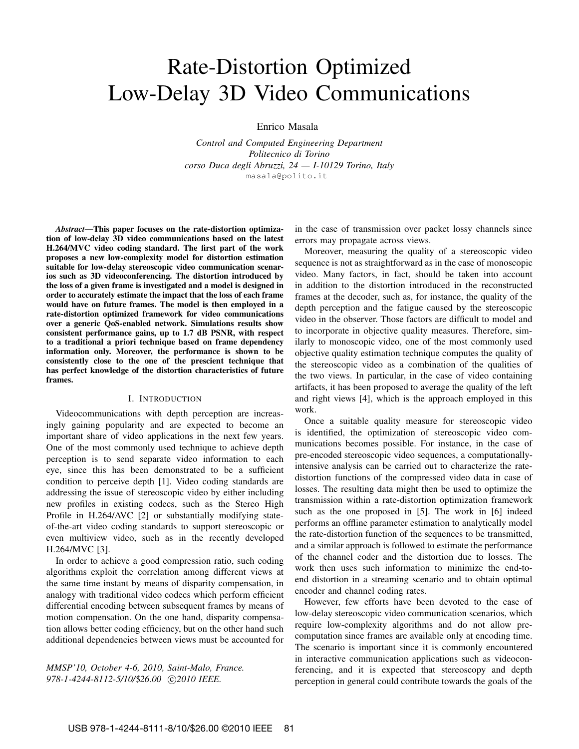# Rate-Distortion Optimized Low-Delay 3D Video Communications

Enrico Masala

*Control and Computed Engineering Department*
*Politecnico di Torino*
*corso Duca degli Abruzzi, 24 — I-10129 Torino, Italy*
masala@polito.it

***Abstract*—This paper focuses on the rate-distortion optimization of low-delay 3D video communications based on the latest H.264/MVC video coding standard. The first part of the work proposes a new low-complexity model for distortion estimation suitable for low-delay stereoscopic video communication scenarios such as 3D videoconferencing. The distortion introduced by the loss of a given frame is investigated and a model is designed in order to accurately estimate the impact that the loss of each frame would have on future frames. The model is then employed in a rate-distortion optimized framework for video communications over a generic QoS-enabled network. Simulations results show consistent performance gains, up to 1.7 dB PSNR, with respect to a traditional a priori technique based on frame dependency information only. Moreover, the performance is shown to be consistently close to the one of the prescient technique that has perfect knowledge of the distortion characteristics of future frames.**

## I. Introduction

Videocommunications with depth perception are increasingly gaining popularity and are expected to become an important share of video applications in the next few years. One of the most commonly used technique to achieve depth perception is to send separate video information to each eye, since this has been demonstrated to be a sufficient condition to perceive depth [1]. Video coding standards are addressing the issue of stereoscopic video by either including new profiles in existing codecs, such as the Stereo High Profile in H.264/AVC [2] or substantially modifying state-of-the-art video coding standards to support stereoscopic or even multiview video, such as in the recently developed H.264/MVC [3].

In order to achieve a good compression ratio, such coding algorithms exploit the correlation among different views at the same time instant by means of disparity compensation, in analogy with traditional video codecs which perform efficient differential encoding between subsequent frames by means of motion compensation. On the one hand, disparity compensation allows better coding efficiency, but on the other hand such additional dependencies between views must be accounted for in the case of transmission over packet lossy channels since errors may propagate across views.

Moreover, measuring the quality of a stereoscopic video sequence is not as straightforward as in the case of monoscopic video. Many factors, in fact, should be taken into account in addition to the distortion introduced in the reconstructed frames at the decoder, such as, for instance, the quality of the depth perception and the fatigue caused by the stereoscopic video in the observer. Those factors are difficult to model and to incorporate in objective quality measures. Therefore, similarly to monoscopic video, one of the most commonly used objective quality estimation technique computes the quality of the stereoscopic video as a combination of the qualities of the two views. In particular, in the case of video containing artifacts, it has been proposed to average the quality of the left and right views [4], which is the approach employed in this work.

Once a suitable quality measure for stereoscopic video is identified, the optimization of stereoscopic video communications becomes possible. For instance, in the case of pre-encoded stereoscopic video sequences, a computationally-intensive analysis can be carried out to characterize the rate-distortion functions of the compressed video data in case of losses. The resulting data might then be used to optimize the transmission within a rate-distortion optimization framework such as the one proposed in [5]. The work in [6] indeed performs an offline parameter estimation to analytically model the rate-distortion function of the sequences to be transmitted, and a similar approach is followed to estimate the performance of the channel coder and the distortion due to losses. The work then uses such information to minimize the end-to-end distortion in a streaming scenario and to obtain optimal encoder and channel coding rates.

However, few efforts have been devoted to the case of low-delay stereoscopic video communication scenarios, which require low-complexity algorithms and do not allow pre-computation since frames are available only at encoding time. The scenario is important since it is commonly encountered in interactive communication applications such as videoconferencing, and it is expected that stereoscopy and depth perception in general could contribute towards the goals of the

*MMSP'10, October 4-6, 2010, Saint-Malo, France.*
*978-1-4244-8112-5/10/$26.00 ©2010 IEEE.*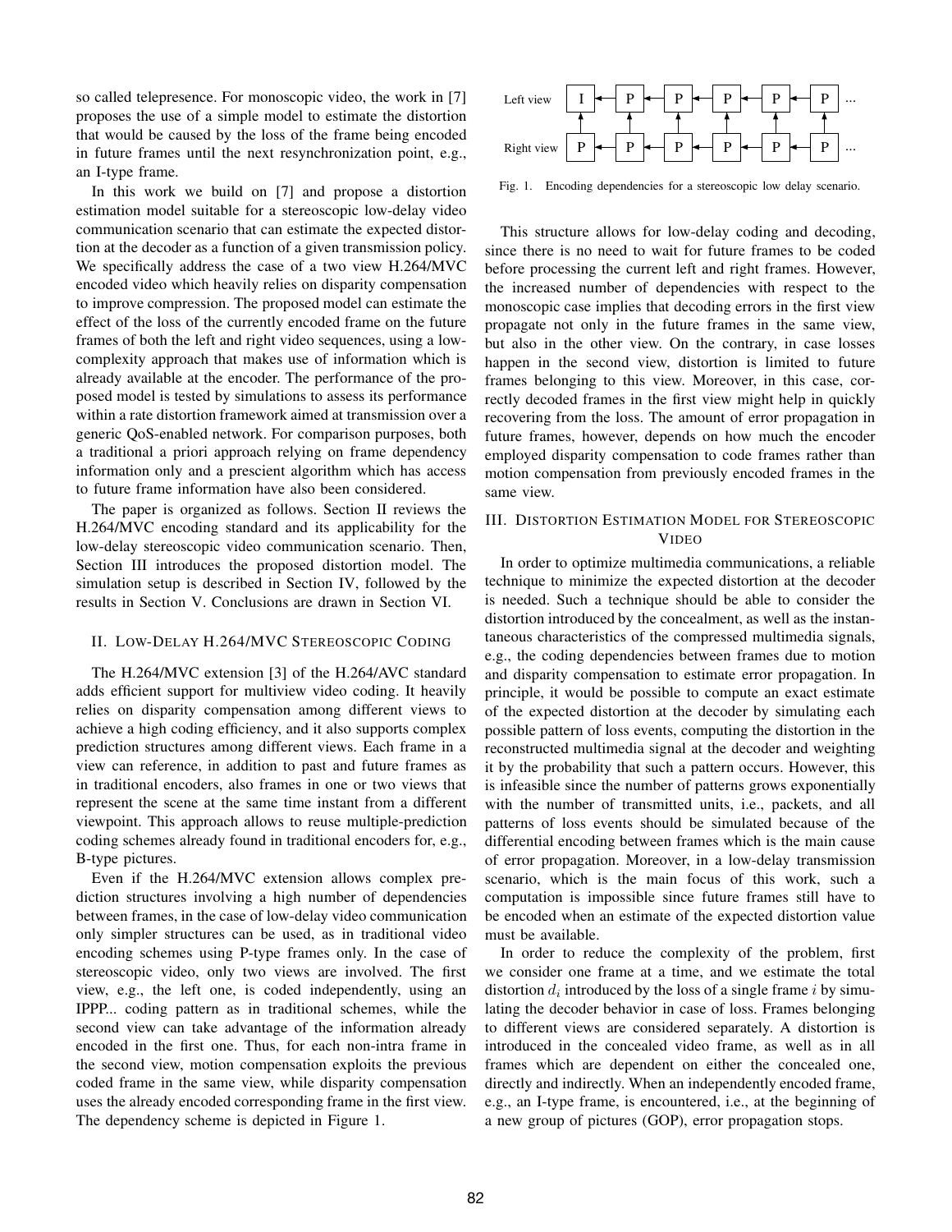so called telepresence. For monoscopic video, the work in [7] proposes the use of a simple model to estimate the distortion that would be caused by the loss of the frame being encoded in future frames until the next resynchronization point, e.g., an I-type frame.

In this work we build on [7] and propose a distortion estimation model suitable for a stereoscopic low-delay video communication scenario that can estimate the expected distortion at the decoder as a function of a given transmission policy. We specifically address the case of a two view H.264/MVC encoded video which heavily relies on disparity compensation to improve compression. The proposed model can estimate the effect of the loss of the currently encoded frame on the future frames of both the left and right video sequences, using a low-complexity approach that makes use of information which is already available at the encoder. The performance of the proposed model is tested by simulations to assess its performance within a rate distortion framework aimed at transmission over a generic QoS-enabled network. For comparison purposes, both a traditional a priori approach relying on frame dependency information only and a prescient algorithm which has access to future frame information have also been considered.

The paper is organized as follows. Section II reviews the H.264/MVC encoding standard and its applicability for the low-delay stereoscopic video communication scenario. Then, Section III introduces the proposed distortion model. The simulation setup is described in Section IV, followed by the results in Section V. Conclusions are drawn in Section VI.

## II. Low-Delay H.264/MVC Stereoscopic Coding

The H.264/MVC extension [3] of the H.264/AVC standard adds efficient support for multiview video coding. It heavily relies on disparity compensation among different views to achieve a high coding efficiency, and it also supports complex prediction structures among different views. Each frame in a view can reference, in addition to past and future frames as in traditional encoders, also frames in one or two views that represent the scene at the same time instant from a different viewpoint. This approach allows to reuse multiple-prediction coding schemes already found in traditional encoders for, e.g., B-type pictures.

Even if the H.264/MVC extension allows complex prediction structures involving a high number of dependencies between frames, in the case of low-delay video communication only simpler structures can be used, as in traditional video encoding schemes using P-type frames only. In the case of stereoscopic video, only two views are involved. The first view, e.g., the left one, is coded independently, using an IPPP... coding pattern as in traditional schemes, while the second view can take advantage of the information already encoded in the first one. Thus, for each non-intra frame in the second view, motion compensation exploits the previous coded frame in the same view, while disparity compensation uses the already encoded corresponding frame in the first view. The dependency scheme is depicted in Figure 1.

Left view: I P P P P P ...
Right view: P P P P P P ...

Fig. 1. Encoding dependencies for a stereoscopic low delay scenario.

This structure allows for low-delay coding and decoding, since there is no need to wait for future frames to be coded before processing the current left and right frames. However, the increased number of dependencies with respect to the monoscopic case implies that decoding errors in the first view propagate not only in the future frames in the same view, but also in the other view. On the contrary, in case losses happen in the second view, distortion is limited to future frames belonging to this view. Moreover, in this case, correctly decoded frames in the first view might help in quickly recovering from the loss. The amount of error propagation in future frames, however, depends on how much the encoder employed disparity compensation to code frames rather than motion compensation from previously encoded frames in the same view.

## III. Distortion Estimation Model for Stereoscopic Video

In order to optimize multimedia communications, a reliable technique to minimize the expected distortion at the decoder is needed. Such a technique should be able to consider the distortion introduced by the concealment, as well as the instantaneous characteristics of the compressed multimedia signals, e.g., the coding dependencies between frames due to motion and disparity compensation to estimate error propagation. In principle, it would be possible to compute an exact estimate of the expected distortion at the decoder by simulating each possible pattern of loss events, computing the distortion in the reconstructed multimedia signal at the decoder and weighting it by the probability that such a pattern occurs. However, this is infeasible since the number of patterns grows exponentially with the number of transmitted units, i.e., packets, and all patterns of loss events should be simulated because of the differential encoding between frames which is the main cause of error propagation. Moreover, in a low-delay transmission scenario, which is the main focus of this work, such a computation is impossible since future frames still have to be encoded when an estimate of the expected distortion value must be available.

In order to reduce the complexity of the problem, first we consider one frame at a time, and we estimate the total distortion $d_i$ introduced by the loss of a single frame $i$ by simulating the decoder behavior in case of loss. Frames belonging to different views are considered separately. A distortion is introduced in the concealed video frame, as well as in all frames which are dependent on either the concealed one, directly and indirectly. When an independently encoded frame, e.g., an I-type frame, is encountered, i.e., at the beginning of a new group of pictures (GOP), error propagation stops.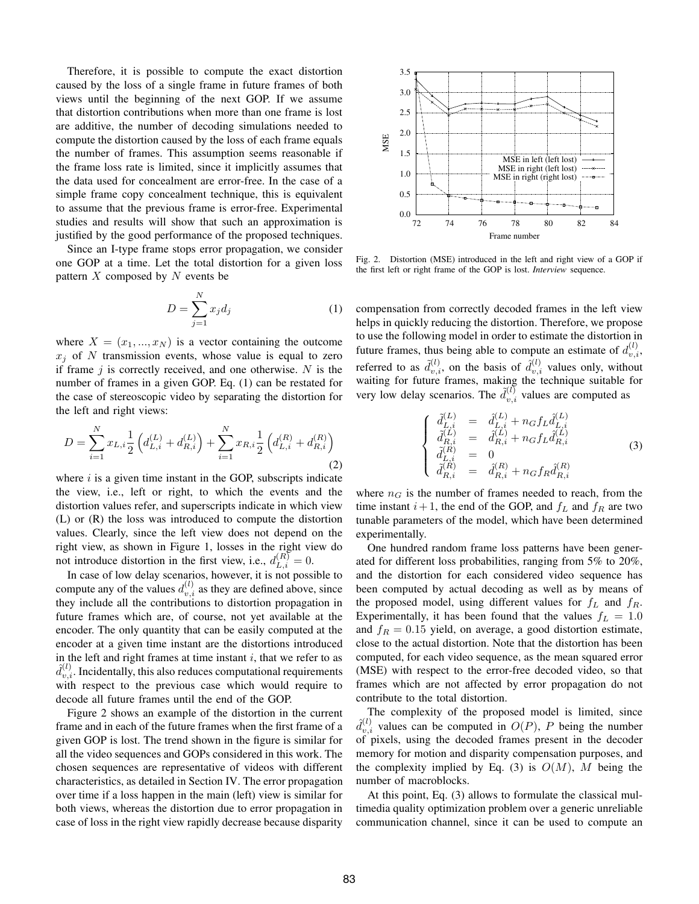Therefore, it is possible to compute the exact distortion caused by the loss of a single frame in future frames of both views until the beginning of the next GOP. If we assume that distortion contributions when more than one frame is lost are additive, the number of decoding simulations needed to compute the distortion caused by the loss of each frame equals the number of frames. This assumption seems reasonable if the frame loss rate is limited, since it implicitly assumes that the data used for concealment are error-free. In the case of a simple frame copy concealment technique, this is equivalent to assume that the previous frame is error-free. Experimental studies and results will show that such an approximation is justified by the good performance of the proposed techniques.

Since an I-type frame stops error propagation, we consider one GOP at a time. Let the total distortion for a given loss pattern $X$ composed by $N$ events be

$$D = \sum_{j=1}^{N} x_j d_j \tag{1}$$

where $X = (x_1, ..., x_N)$ is a vector containing the outcome $x_j$ of $N$ transmission events, whose value is equal to zero if frame $j$ is correctly received, and one otherwise. $N$ is the number of frames in a given GOP. Eq. (1) can be restated for the case of stereoscopic video by separating the distortion for the left and right views:

$$D = \sum_{i=1}^{N} x_{L,i} \frac{1}{2}\left(d_{L,i}^{(L)} + d_{R,i}^{(L)}\right) + \sum_{i=1}^{N} x_{R,i} \frac{1}{2}\left(d_{L,i}^{(R)} + d_{R,i}^{(R)}\right) \tag{2}$$

where $i$ is a given time instant in the GOP, subscripts indicate the view, i.e., left or right, to which the events and the distortion values refer, and superscripts indicate in which view (L) or (R) the loss was introduced to compute the distortion values. Clearly, since the left view does not depend on the right view, as shown in Figure 1, losses in the right view do not introduce distortion in the first view, i.e., $d_{L,i}^{(R)} = 0$.

In case of low delay scenarios, however, it is not possible to compute any of the values $d_{v,i}^{(l)}$ as they are defined above, since they include all the contributions to distortion propagation in future frames which are, of course, not yet available at the encoder. The only quantity that can be easily computed at the encoder at a given time instant are the distortions introduced in the left and right frames at time instant $i$, that we refer to as $\hat{d}_{v,i}^{(l)}$. Incidentally, this also reduces computational requirements with respect to the previous case which would require to decode all future frames until the end of the GOP.

Figure 2 shows an example of the distortion in the current frame and in each of the future frames when the first frame of a given GOP is lost. The trend shown in the figure is similar for all the video sequences and GOPs considered in this work. The chosen sequences are representative of videos with different characteristics, as detailed in Section IV. The error propagation over time if a loss happen in the main (left) view is similar for both views, whereas the distortion due to error propagation in case of loss in the right view rapidly decrease because disparity

MSE
3.5
3.0
2.5
2.0
1.5
1.0
0.5
0.0
72
74
76
78
80
82
84
Frame number
MSE in left (left lost)
MSE in right (left lost)
MSE in right (right lost)

Fig. 2. Distortion (MSE) introduced in the left and right view of a GOP if the first left or right frame of the GOP is lost. *Interview* sequence.

compensation from correctly decoded frames in the left view helps in quickly reducing the distortion. Therefore, we propose to use the following model in order to estimate the distortion in future frames, thus being able to compute an estimate of $d_{v,i}^{(l)}$, referred to as $\tilde{d}_{v,i}^{(l)}$, on the basis of $\hat{d}_{v,i}^{(l)}$ values only, without waiting for future frames, making the technique suitable for very low delay scenarios. The $\tilde{d}_{v,i}^{(l)}$ values are computed as

$$\begin{cases} \tilde{d}_{L,i}^{(L)} &= \hat{d}_{L,i}^{(L)} + n_G f_L \hat{d}_{L,i}^{(L)} \\ \tilde{d}_{R,i}^{(L)} &= \hat{d}_{R,i}^{(L)} + n_G f_L \hat{d}_{R,i}^{(L)} \\ \tilde{d}_{L,i}^{(R)} &= 0 \\ \tilde{d}_{R,i}^{(R)} &= \hat{d}_{R,i}^{(R)} + n_G f_R \hat{d}_{R,i}^{(R)} \end{cases} \tag{3}$$

where $n_G$ is the number of frames needed to reach, from the time instant $i+1$, the end of the GOP, and $f_L$ and $f_R$ are two tunable parameters of the model, which have been determined experimentally.

One hundred random frame loss patterns have been generated for different loss probabilities, ranging from 5% to 20%, and the distortion for each considered video sequence has been computed by actual decoding as well as by means of the proposed model, using different values for $f_L$ and $f_R$. Experimentally, it has been found that the values $f_L = 1.0$ and $f_R = 0.15$ yield, on average, a good distortion estimate, close to the actual distortion. Note that the distortion has been computed, for each video sequence, as the mean squared error (MSE) with respect to the error-free decoded video, so that frames which are not affected by error propagation do not contribute to the total distortion.

The complexity of the proposed model is limited, since $\hat{d}_{v,i}^{(l)}$ values can be computed in $O(P)$, $P$ being the number of pixels, using the decoded frames present in the decoder memory for motion and disparity compensation purposes, and the complexity implied by Eq. (3) is $O(M)$, $M$ being the number of macroblocks.

At this point, Eq. (3) allows to formulate the classical multimedia quality optimization problem over a generic unreliable communication channel, since it can be used to compute an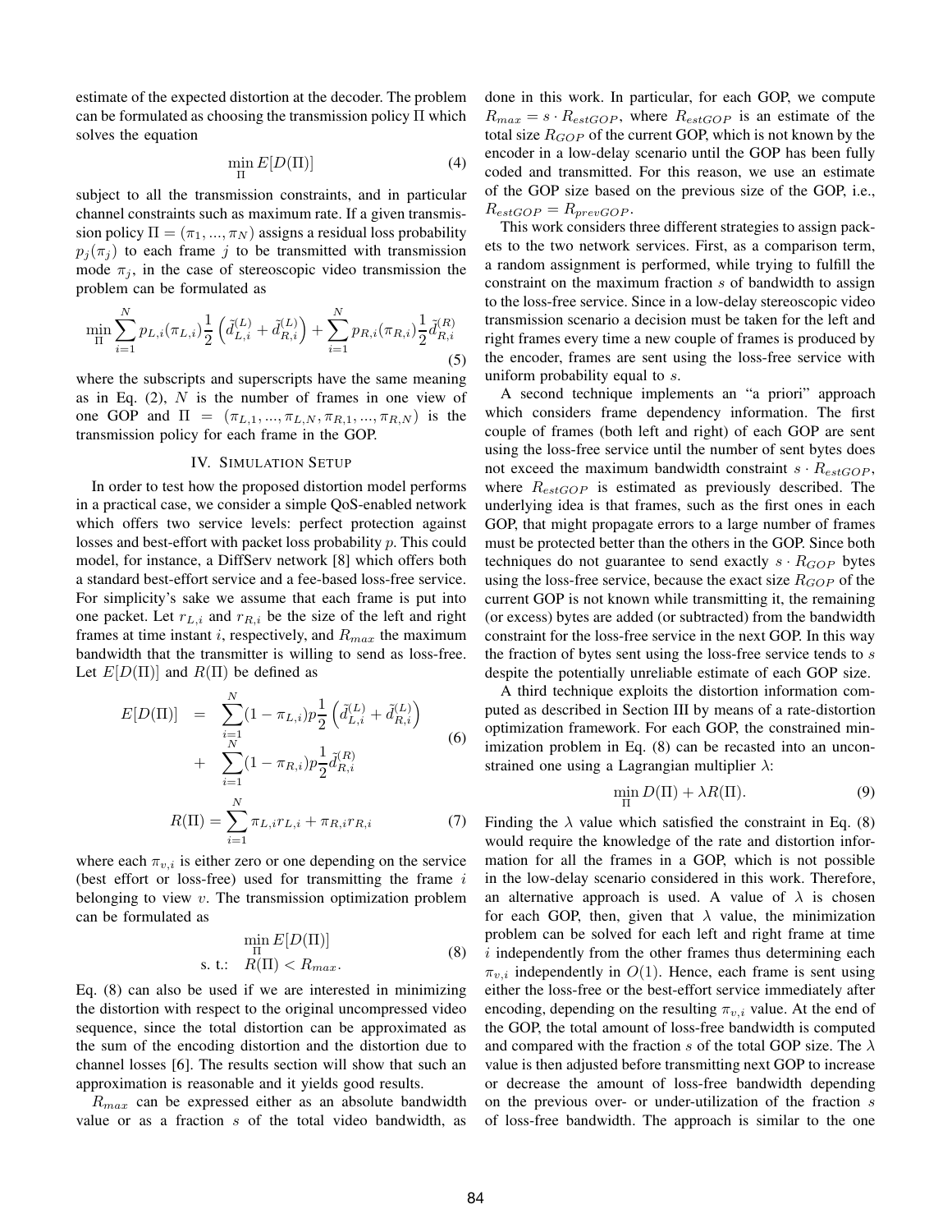estimate of the expected distortion at the decoder. The problem can be formulated as choosing the transmission policy $\Pi$ which solves the equation

$$\min_{\Pi} E[D(\Pi)] \tag{4}$$

subject to all the transmission constraints, and in particular channel constraints such as maximum rate. If a given transmission policy $\Pi = (\pi_1, ..., \pi_N)$ assigns a residual loss probability $p_j(\pi_j)$ to each frame $j$ to be transmitted with transmission mode $\pi_j$, in the case of stereoscopic video transmission the problem can be formulated as

$$\min_{\Pi} \sum_{i=1}^{N} p_{L,i}(\pi_{L,i})\frac{1}{2}\left(\tilde{d}_{L,i}^{(L)} + \tilde{d}_{R,i}^{(L)}\right) + \sum_{i=1}^{N} p_{R,i}(\pi_{R,i})\frac{1}{2}\tilde{d}_{R,i}^{(R)} \tag{5}$$

where the subscripts and superscripts have the same meaning as in Eq. (2), $N$ is the number of frames in one view of one GOP and $\Pi = (\pi_{L,1}, ..., \pi_{L,N}, \pi_{R,1}, ..., \pi_{R,N})$ is the transmission policy for each frame in the GOP.

## IV. Simulation Setup

In order to test how the proposed distortion model performs in a practical case, we consider a simple QoS-enabled network which offers two service levels: perfect protection against losses and best-effort with packet loss probability $p$. This could model, for instance, a DiffServ network [8] which offers both a standard best-effort service and a fee-based loss-free service. For simplicity's sake we assume that each frame is put into one packet. Let $r_{L,i}$ and $r_{R,i}$ be the size of the left and right frames at time instant $i$, respectively, and $R_{max}$ the maximum bandwidth that the transmitter is willing to send as loss-free. Let $E[D(\Pi)]$ and $R(\Pi)$ be defined as

$$\begin{aligned} E[D(\Pi)] &= \sum_{i=1}^{N}(1-\pi_{L,i})p\frac{1}{2}\left(\tilde{d}_{L,i}^{(L)} + \tilde{d}_{R,i}^{(L)}\right) \\ &+ \sum_{i=1}^{N}(1-\pi_{R,i})p\frac{1}{2}\tilde{d}_{R,i}^{(R)} \end{aligned} \tag{6}$$

$$R(\Pi) = \sum_{i=1}^{N} \pi_{L,i}r_{L,i} + \pi_{R,i}r_{R,i} \tag{7}$$

where each $\pi_{v,i}$ is either zero or one depending on the service (best effort or loss-free) used for transmitting the frame $i$ belonging to view $v$. The transmission optimization problem can be formulated as

$$\begin{aligned} &\min_{\Pi} E[D(\Pi)] \\ \text{s. t.:} \quad &R(\Pi) < R_{max}. \end{aligned} \tag{8}$$

Eq. (8) can also be used if we are interested in minimizing the distortion with respect to the original uncompressed video sequence, since the total distortion can be approximated as the sum of the encoding distortion and the distortion due to channel losses [6]. The results section will show that such an approximation is reasonable and it yields good results.

$R_{max}$ can be expressed either as an absolute bandwidth value or as a fraction $s$ of the total video bandwidth, as done in this work. In particular, for each GOP, we compute $R_{max} = s \cdot R_{estGOP}$, where $R_{estGOP}$ is an estimate of the total size $R_{GOP}$ of the current GOP, which is not known by the encoder in a low-delay scenario until the GOP has been fully coded and transmitted. For this reason, we use an estimate of the GOP size based on the previous size of the GOP, i.e., $R_{estGOP} = R_{prevGOP}$.

This work considers three different strategies to assign packets to the two network services. First, as a comparison term, a random assignment is performed, while trying to fulfill the constraint on the maximum fraction $s$ of bandwidth to assign to the loss-free service. Since in a low-delay stereoscopic video transmission scenario a decision must be taken for the left and right frames every time a new couple of frames is produced by the encoder, frames are sent using the loss-free service with uniform probability equal to $s$.

A second technique implements an "a priori" approach which considers frame dependency information. The first couple of frames (both left and right) of each GOP are sent using the loss-free service until the number of sent bytes does not exceed the maximum bandwidth constraint $s \cdot R_{estGOP}$, where $R_{estGOP}$ is estimated as previously described. The underlying idea is that frames, such as the first ones in each GOP, that might propagate errors to a large number of frames must be protected better than the others in the GOP. Since both techniques do not guarantee to send exactly $s \cdot R_{GOP}$ bytes using the loss-free service, because the exact size $R_{GOP}$ of the current GOP is not known while transmitting it, the remaining (or excess) bytes are added (or subtracted) from the bandwidth constraint for the loss-free service in the next GOP. In this way the fraction of bytes sent using the loss-free service tends to $s$ despite the potentially unreliable estimate of each GOP size.

A third technique exploits the distortion information computed as described in Section III by means of a rate-distortion optimization framework. For each GOP, the constrained minimization problem in Eq. (8) can be recasted into an unconstrained one using a Lagrangian multiplier $\lambda$:

$$\min_{\Pi} D(\Pi) + \lambda R(\Pi). \tag{9}$$

Finding the $\lambda$ value which satisfied the constraint in Eq. (8) would require the knowledge of the rate and distortion information for all the frames in a GOP, which is not possible in the low-delay scenario considered in this work. Therefore, an alternative approach is used. A value of $\lambda$ is chosen for each GOP, then, given that $\lambda$ value, the minimization problem can be solved for each left and right frame at time $i$ independently from the other frames thus determining each $\pi_{v,i}$ independently in $O(1)$. Hence, each frame is sent using either the loss-free or the best-effort service immediately after encoding, depending on the resulting $\pi_{v,i}$ value. At the end of the GOP, the total amount of loss-free bandwidth is computed and compared with the fraction $s$ of the total GOP size. The $\lambda$ value is then adjusted before transmitting next GOP to increase or decrease the amount of loss-free bandwidth depending on the previous over- or under-utilization of the fraction $s$ of loss-free bandwidth. The approach is similar to the one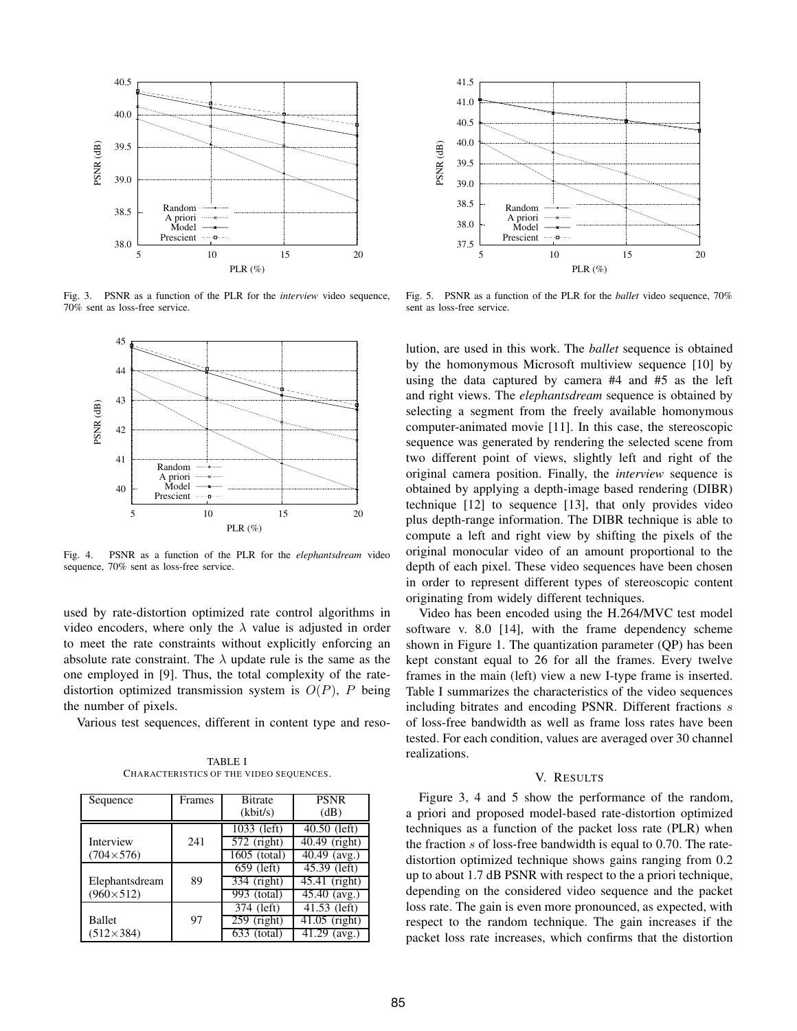40.5
40.0
39.5
39.0
38.5
38.0
PSNR (dB)
5
10
15
20
PLR (%)
Random
A priori
Model
Prescient

Fig. 3. PSNR as a function of the PLR for the *interview* video sequence, 70% sent as loss-free service.

45
44
43
42
41
40
PSNR (dB)
5
10
15
20
PLR (%)
Random
A priori
Model
Prescient

Fig. 4. PSNR as a function of the PLR for the *elephantsdream* video sequence, 70% sent as loss-free service.

used by rate-distortion optimized rate control algorithms in video encoders, where only the $\lambda$ value is adjusted in order to meet the rate constraints without explicitly enforcing an absolute rate constraint. The $\lambda$ update rule is the same as the one employed in [9]. Thus, the total complexity of the rate-distortion optimized transmission system is $O(P)$, $P$ being the number of pixels.

Various test sequences, different in content type and resolution, are used in this work. The *ballet* sequence is obtained by the homonymous Microsoft multiview sequence [10] by using the data captured by camera #4 and #5 as the left and right views. The *elephantsdream* sequence is obtained by selecting a segment from the freely available homonymous computer-animated movie [11]. In this case, the stereoscopic sequence was generated by rendering the selected scene from two different point of views, slightly left and right of the original camera position. Finally, the *interview* sequence is obtained by applying a depth-image based rendering (DIBR) technique [12] to sequence [13], that only provides video plus depth-range information. The DIBR technique is able to compute a left and right view by shifting the pixels of the original monocular video of an amount proportional to the depth of each pixel. These video sequences have been chosen in order to represent different types of stereoscopic content originating from widely different techniques.

TABLE I
CHARACTERISTICS OF THE VIDEO SEQUENCES.

| Sequence | Frames | Bitrate (kbit/s) | PSNR (dB) |
|---|---|---|---|
| Interview ($704\times576$) | 241 | 1033 (left) | 40.50 (left) |
| | | 572 (right) | 40.49 (right) |
| | | 1605 (total) | 40.49 (avg.) |
| Elephantsdream ($960\times512$) | 89 | 659 (left) | 45.39 (left) |
| | | 334 (right) | 45.41 (right) |
| | | 993 (total) | 45.40 (avg.) |
| Ballet ($512\times384$) | 97 | 374 (left) | 41.53 (left) |
| | | 259 (right) | 41.05 (right) |
| | | 633 (total) | 41.29 (avg.) |

41.5
41.0
40.5
40.0
39.5
39.0
38.5
38.0
37.5
PSNR (dB)
5
10
15
20
PLR (%)
Random
A priori
Model
Prescient

Fig. 5. PSNR as a function of the PLR for the *ballet* video sequence, 70% sent as loss-free service.

Video has been encoded using the H.264/MVC test model software v. 8.0 [14], with the frame dependency scheme shown in Figure 1. The quantization parameter (QP) has been kept constant equal to 26 for all the frames. Every twelve frames in the main (left) view a new I-type frame is inserted. Table I summarizes the characteristics of the video sequences including bitrates and encoding PSNR. Different fractions $s$ of loss-free bandwidth as well as frame loss rates have been tested. For each condition, values are averaged over 30 channel realizations.

## V. Results

Figure 3, 4 and 5 show the performance of the random, a priori and proposed model-based rate-distortion optimized techniques as a function of the packet loss rate (PLR) when the fraction $s$ of loss-free bandwidth is equal to 0.70. The rate-distortion optimized technique shows gains ranging from 0.2 up to about 1.7 dB PSNR with respect to the a priori technique, depending on the considered video sequence and the packet loss rate. The gain is even more pronounced, as expected, with respect to the random technique. The gain increases if the packet loss rate increases, which confirms that the distortion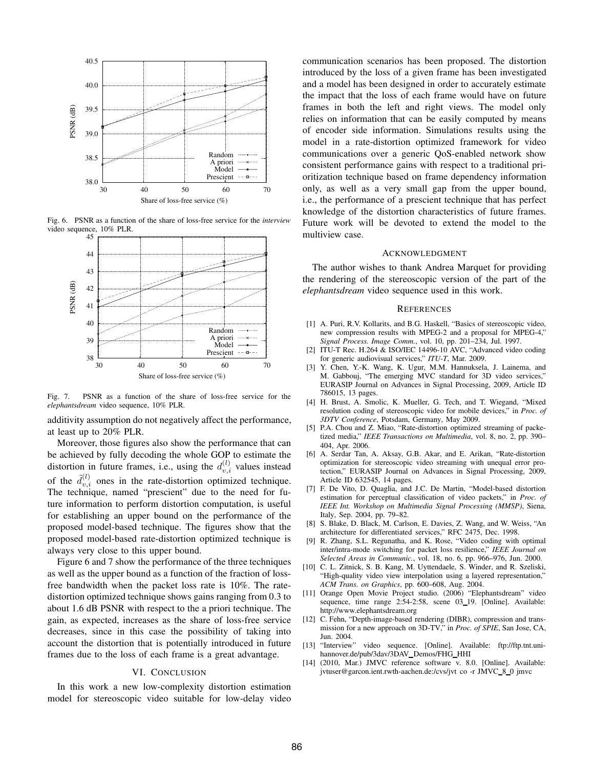40.5
40.0
39.5
39.0
38.5
38.0
PSNR (dB)
30 40 50 60 70
Share of loss-free service (%)
Random
A priori
Model
Prescient

Fig. 6. PSNR as a function of the share of loss-free service for the *interview* video sequence, 10% PLR.

45
44
43
42
41
40
39
38
PSNR (dB)
30 40 50 60 70
Share of loss-free service (%)
Random
A priori
Model
Prescient

Fig. 7. PSNR as a function of the share of loss-free service for the *elephantsdream* video sequence, 10% PLR.

additivity assumption do not negatively affect the performance, at least up to 20% PLR.

Moreover, those figures also show the performance that can be achieved by fully decoding the whole GOP to estimate the distortion in future frames, i.e., using the $d_{v,i}^{(l)}$ values instead of the $\tilde{d}_{v,i}^{(l)}$ ones in the rate-distortion optimized technique. The technique, named "prescient" due to the need for future information to perform distortion computation, is useful for establishing an upper bound on the performance of the proposed model-based technique. The figures show that the proposed model-based rate-distortion optimized technique is always very close to this upper bound.

Figure 6 and 7 show the performance of the three techniques as well as the upper bound as a function of the fraction of loss-free bandwidth when the packet loss rate is 10%. The rate-distortion optimized technique shows gains ranging from 0.3 to about 1.6 dB PSNR with respect to the a priori technique. The gain, as expected, increases as the share of loss-free service decreases, since in this case the possibility of taking into account the distortion that is potentially introduced in future frames due to the loss of each frame is a great advantage.

## VI. Conclusion

In this work a new low-complexity distortion estimation model for stereoscopic video suitable for low-delay video communication scenarios has been proposed. The distortion introduced by the loss of a given frame has been investigated and a model has been designed in order to accurately estimate the impact that the loss of each frame would have on future frames in both the left and right views. The model only relies on information that can be easily computed by means of encoder side information. Simulations results using the model in a rate-distortion optimized framework for video communications over a generic QoS-enabled network show consistent performance gains with respect to a traditional prioritization technique based on frame dependency information only, as well as a very small gap from the upper bound, i.e., the performance of a prescient technique that has perfect knowledge of the distortion characteristics of future frames. Future work will be devoted to extend the model to the multiview case.

## Acknowledgment

The author wishes to thank Andrea Marquet for providing the rendering of the stereoscopic version of the part of the *elephantsdream* video sequence used in this work.

## References

[1] A. Puri, R.V. Kollarits, and B.G. Haskell, "Basics of stereoscopic video, new compression results with MPEG-2 and a proposal for MPEG-4," *Signal Process. Image Comm.*, vol. 10, pp. 201–234, Jul. 1997.

[2] ITU-T Rec. H.264 & ISO/IEC 14496-10 AVC, "Advanced video coding for generic audiovisual services," *ITU-T*, Mar. 2009.

[3] Y. Chen, Y.-K. Wang, K. Ugur, M.M. Hannuksela, J. Lainema, and M. Gabbouj, "The emerging MVC standard for 3D video services," EURASIP Journal on Advances in Signal Processing, 2009, Article ID 786015, 13 pages.

[4] H. Brust, A. Smolic, K. Mueller, G. Tech, and T. Wiegand, "Mixed resolution coding of stereoscopic video for mobile devices," in *Proc. of 3DTV Conference*, Potsdam, Germany, May 2009.

[5] P.A. Chou and Z. Miao, "Rate-distortion optimized streaming of packetized media," *IEEE Transactions on Multimedia*, vol. 8, no. 2, pp. 390–404, Apr. 2006.

[6] A. Serdar Tan, A. Aksay, G.B. Akar, and E. Arikan, "Rate-distortion optimization for stereoscopic video streaming with unequal error protection," EURASIP Journal on Advances in Signal Processing, 2009, Article ID 632545, 14 pages.

[7] F. De Vito, D. Quaglia, and J.C. De Martin, "Model-based distortion estimation for perceptual classification of video packets," in *Proc. of IEEE Int. Workshop on Multimedia Signal Processing (MMSP)*, Siena, Italy, Sep. 2004, pp. 79–82.

[8] S. Blake, D. Black, M. Carlson, E. Davies, Z. Wang, and W. Weiss, "An architecture for differentiated services," RFC 2475, Dec. 1998.

[9] R. Zhang, S.L. Regunatha, and K. Rose, "Video coding with optimal inter/intra-mode switching for packet loss resilience," *IEEE Journal on Selected Areas in Communic.*, vol. 18, no. 6, pp. 966–976, Jun. 2000.

[10] C. L. Zitnick, S. B. Kang, M. Uyttendaele, S. Winder, and R. Szeliski, "High-quality video view interpolation using a layered representation," *ACM Trans. on Graphics*, pp. 600–608, Aug. 2004.

[11] Orange Open Movie Project studio. (2006) "Elephantsdream" video sequence, time range 2:54-2:58, scene 03_19. [Online]. Available: http://www.elephantsdream.org

[12] C. Fehn, "Depth-image-based rendering (DIBR), compression and transmission for a new approach on 3D-TV," in *Proc. of SPIE*, San Jose, CA, Jun. 2004.

[13] "Interview" video sequence. [Online]. Available: ftp://ftp.tnt.uni-hannover.de/pub/3dav/3DAV_Demos/FHG_HHI

[14] (2010, Mar.) JMVC reference software v. 8.0. [Online]. Available: jvtuser@garcon.ient.rwth-aachen.de:/cvs/jvt co -r JMVC_8_0 jmvc